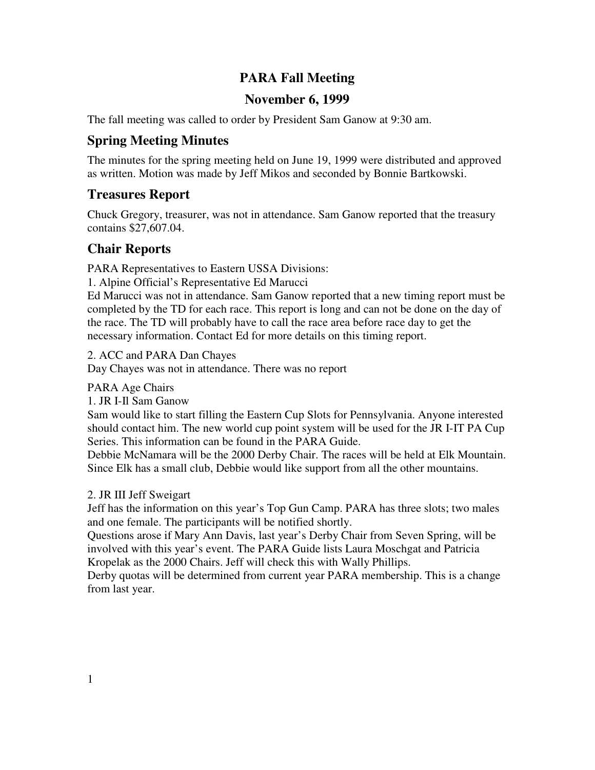# PARA Fall Meeting

# November 6, 1999

The fall meeting was called to order by President Sam Ganow at 9:30 am.

## Spring Meeting Minutes

The minutes for the spring meeting held on June 19, 1999 were distributed and approved as written. Motion was made by Jeff Mikos and seconded by Bonnie Bartkowski.

## Treasures Report

Chuck Gregory, treasurer, was not in attendance. Sam Ganow reported that the treasury contains $27,607.04.

## Chair Reports

PARA Representatives to Eastern USSA Divisions:

1. Alpine Official's Representative Ed Marucci
Ed Marucci was not in attendance. Sam Ganow reported that a new timing report must be completed by the TD for each race. This report is long and can not be done on the day of the race. The TD will probably have to call the race area before race day to get the necessary information. Contact Ed for more details on this timing report.

2. ACC and PARA Dan Chayes
Day Chayes was not in attendance. There was no report

PARA Age Chairs

1. JR I-Il Sam Ganow
Sam would like to start filling the Eastern Cup Slots for Pennsylvania. Anyone interested should contact him. The new world cup point system will be used for the JR I-IT PA Cup Series. This information can be found in the PARA Guide.
Debbie McNamara will be the 2000 Derby Chair. The races will be held at Elk Mountain. Since Elk has a small club, Debbie would like support from all the other mountains.

2. JR III Jeff Sweigart
Jeff has the information on this year's Top Gun Camp. PARA has three slots; two males and one female. The participants will be notified shortly.
Questions arose if Mary Ann Davis, last year's Derby Chair from Seven Spring, will be involved with this year's event. The PARA Guide lists Laura Moschgat and Patricia Kropelak as the 2000 Chairs. Jeff will check this with Wally Phillips.
Derby quotas will be determined from current year PARA membership. This is a change from last year.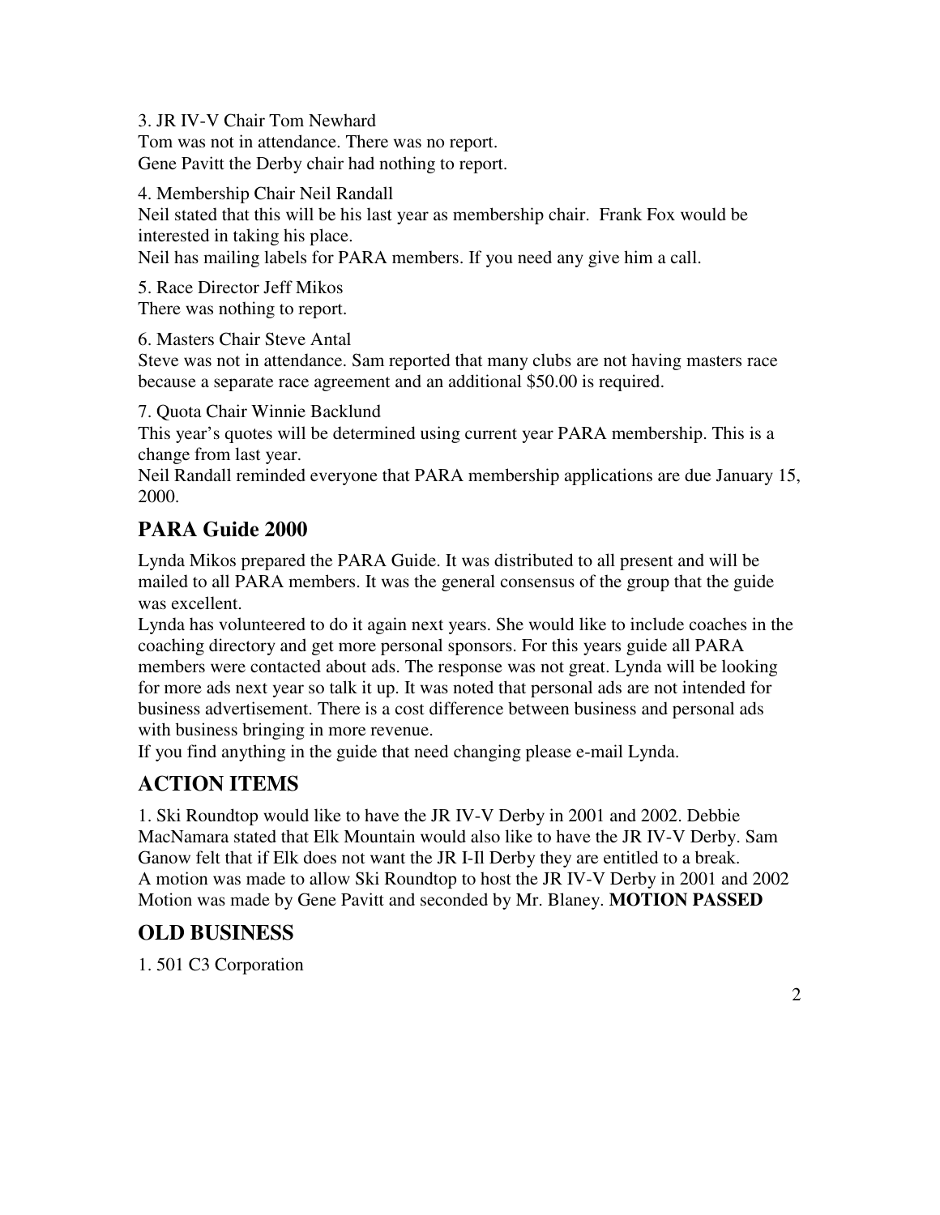3. JR IV-V Chair Tom Newhard
Tom was not in attendance. There was no report.
Gene Pavitt the Derby chair had nothing to report.

4. Membership Chair Neil Randall
Neil stated that this will be his last year as membership chair. Frank Fox would be interested in taking his place.
Neil has mailing labels for PARA members. If you need any give him a call.

5. Race Director Jeff Mikos
There was nothing to report.

6. Masters Chair Steve Antal
Steve was not in attendance. Sam reported that many clubs are not having masters race because a separate race agreement and an additional $50.00 is required.

7. Quota Chair Winnie Backlund
This year's quotes will be determined using current year PARA membership. This is a change from last year.
Neil Randall reminded everyone that PARA membership applications are due January 15, 2000.

## PARA Guide 2000

Lynda Mikos prepared the PARA Guide. It was distributed to all present and will be mailed to all PARA members. It was the general consensus of the group that the guide was excellent.
Lynda has volunteered to do it again next years. She would like to include coaches in the coaching directory and get more personal sponsors. For this years guide all PARA members were contacted about ads. The response was not great. Lynda will be looking for more ads next year so talk it up. It was noted that personal ads are not intended for business advertisement. There is a cost difference between business and personal ads with business bringing in more revenue.
If you find anything in the guide that need changing please e-mail Lynda.

## ACTION ITEMS

1. Ski Roundtop would like to have the JR IV-V Derby in 2001 and 2002. Debbie MacNamara stated that Elk Mountain would also like to have the JR IV-V Derby. Sam Ganow felt that if Elk does not want the JR I-Il Derby they are entitled to a break.
A motion was made to allow Ski Roundtop to host the JR IV-V Derby in 2001 and 2002 Motion was made by Gene Pavitt and seconded by Mr. Blaney. **MOTION PASSED**

## OLD BUSINESS

1. 501 C3 Corporation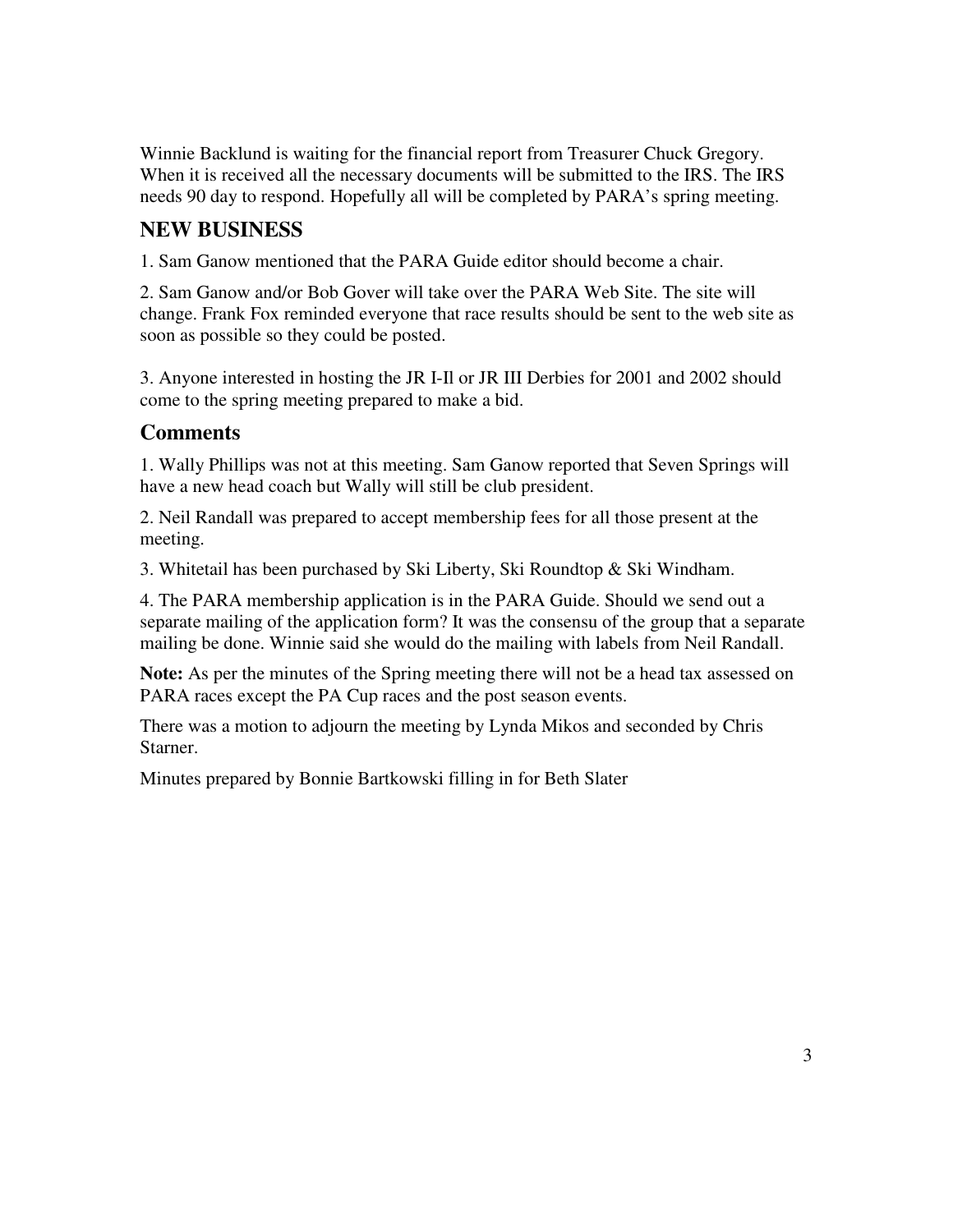Winnie Backlund is waiting for the financial report from Treasurer Chuck Gregory. When it is received all the necessary documents will be submitted to the IRS. The IRS needs 90 day to respond. Hopefully all will be completed by PARA's spring meeting.

## NEW BUSINESS

1. Sam Ganow mentioned that the PARA Guide editor should become a chair.

2. Sam Ganow and/or Bob Gover will take over the PARA Web Site. The site will change. Frank Fox reminded everyone that race results should be sent to the web site as soon as possible so they could be posted.

3. Anyone interested in hosting the JR I-Il or JR III Derbies for 2001 and 2002 should come to the spring meeting prepared to make a bid.

## Comments

1. Wally Phillips was not at this meeting. Sam Ganow reported that Seven Springs will have a new head coach but Wally will still be club president.

2. Neil Randall was prepared to accept membership fees for all those present at the meeting.

3. Whitetail has been purchased by Ski Liberty, Ski Roundtop & Ski Windham.

4. The PARA membership application is in the PARA Guide. Should we send out a separate mailing of the application form? It was the consensu of the group that a separate mailing be done. Winnie said she would do the mailing with labels from Neil Randall.

**Note:** As per the minutes of the Spring meeting there will not be a head tax assessed on PARA races except the PA Cup races and the post season events.

There was a motion to adjourn the meeting by Lynda Mikos and seconded by Chris Starner.

Minutes prepared by Bonnie Bartkowski filling in for Beth Slater